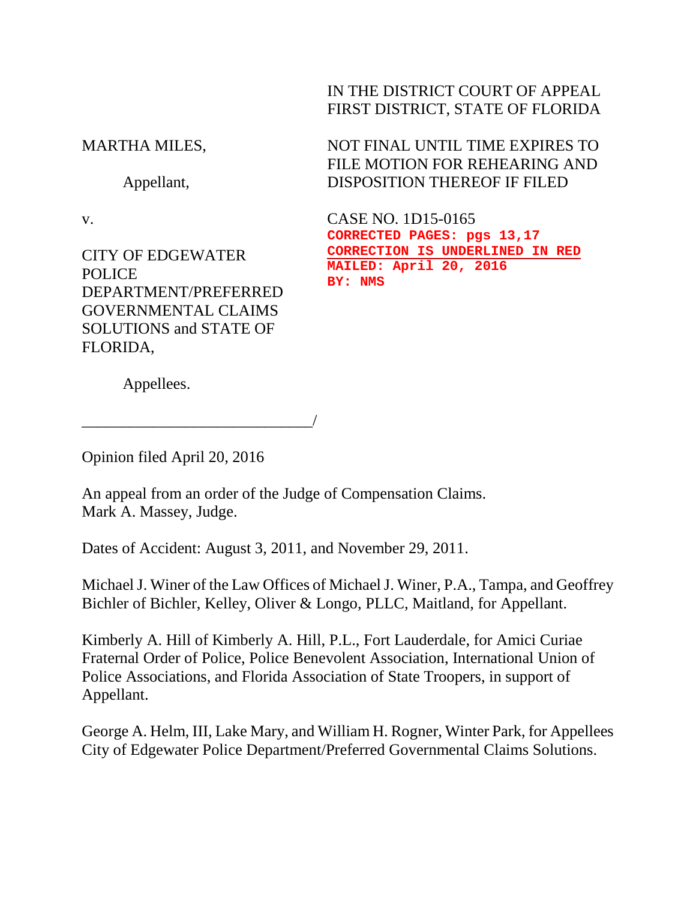IN THE DISTRICT COURT OF APPEAL
FIRST DISTRICT, STATE OF FLORIDA

MARTHA MILES,

Appellant,

v.

CITY OF EDGEWATER POLICE DEPARTMENT/PREFERRED GOVERNMENTAL CLAIMS SOLUTIONS and STATE OF FLORIDA,

Appellees.

_____________________________/

NOT FINAL UNTIL TIME EXPIRES TO FILE MOTION FOR REHEARING AND DISPOSITION THEREOF IF FILED

CASE NO. 1D15-0165

**CORRECTED PAGES: pgs 13,17**
**CORRECTION IS UNDERLINED IN RED**
**MAILED: April 20, 2016**
**BY: NMS**

Opinion filed April 20, 2016

An appeal from an order of the Judge of Compensation Claims.
Mark A. Massey, Judge.

Dates of Accident: August 3, 2011, and November 29, 2011.

Michael J. Winer of the Law Offices of Michael J. Winer, P.A., Tampa, and Geoffrey Bichler of Bichler, Kelley, Oliver & Longo, PLLC, Maitland, for Appellant.

Kimberly A. Hill of Kimberly A. Hill, P.L., Fort Lauderdale, for Amici Curiae Fraternal Order of Police, Police Benevolent Association, International Union of Police Associations, and Florida Association of State Troopers, in support of Appellant.

George A. Helm, III, Lake Mary, and William H. Rogner, Winter Park, for Appellees City of Edgewater Police Department/Preferred Governmental Claims Solutions.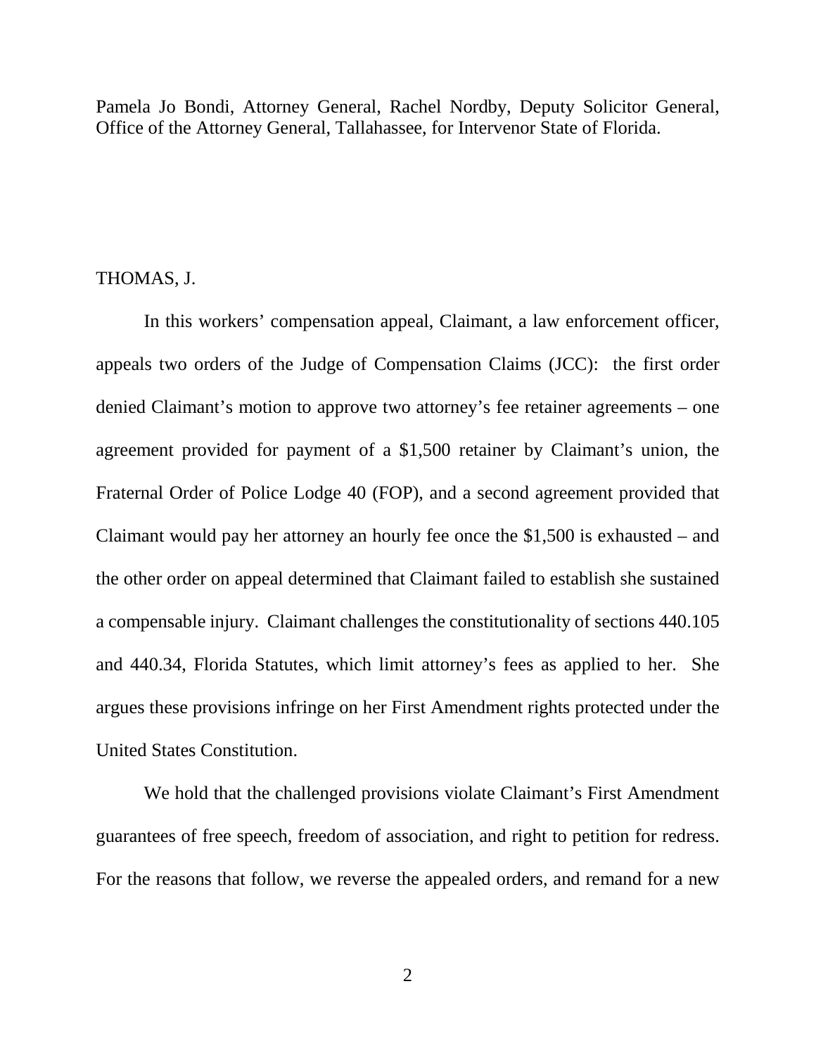Pamela Jo Bondi, Attorney General, Rachel Nordby, Deputy Solicitor General, Office of the Attorney General, Tallahassee, for Intervenor State of Florida.

THOMAS, J.

In this workers' compensation appeal, Claimant, a law enforcement officer, appeals two orders of the Judge of Compensation Claims (JCC): the first order denied Claimant's motion to approve two attorney's fee retainer agreements – one agreement provided for payment of a $1,500 retainer by Claimant's union, the Fraternal Order of Police Lodge 40 (FOP), and a second agreement provided that Claimant would pay her attorney an hourly fee once the $1,500 is exhausted – and the other order on appeal determined that Claimant failed to establish she sustained a compensable injury. Claimant challenges the constitutionality of sections 440.105 and 440.34, Florida Statutes, which limit attorney's fees as applied to her. She argues these provisions infringe on her First Amendment rights protected under the United States Constitution.

We hold that the challenged provisions violate Claimant's First Amendment guarantees of free speech, freedom of association, and right to petition for redress. For the reasons that follow, we reverse the appealed orders, and remand for a new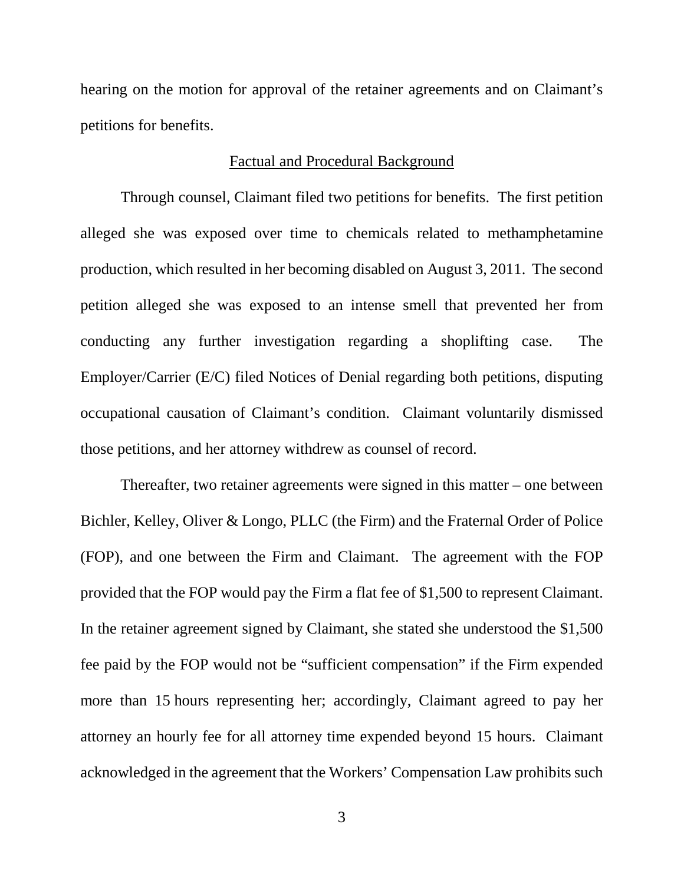hearing on the motion for approval of the retainer agreements and on Claimant's petitions for benefits.

## Factual and Procedural Background

Through counsel, Claimant filed two petitions for benefits. The first petition alleged she was exposed over time to chemicals related to methamphetamine production, which resulted in her becoming disabled on August 3, 2011. The second petition alleged she was exposed to an intense smell that prevented her from conducting any further investigation regarding a shoplifting case. The Employer/Carrier (E/C) filed Notices of Denial regarding both petitions, disputing occupational causation of Claimant's condition. Claimant voluntarily dismissed those petitions, and her attorney withdrew as counsel of record.

Thereafter, two retainer agreements were signed in this matter – one between Bichler, Kelley, Oliver & Longo, PLLC (the Firm) and the Fraternal Order of Police (FOP), and one between the Firm and Claimant. The agreement with the FOP provided that the FOP would pay the Firm a flat fee of $1,500 to represent Claimant. In the retainer agreement signed by Claimant, she stated she understood the $1,500 fee paid by the FOP would not be "sufficient compensation" if the Firm expended more than 15 hours representing her; accordingly, Claimant agreed to pay her attorney an hourly fee for all attorney time expended beyond 15 hours. Claimant acknowledged in the agreement that the Workers' Compensation Law prohibits such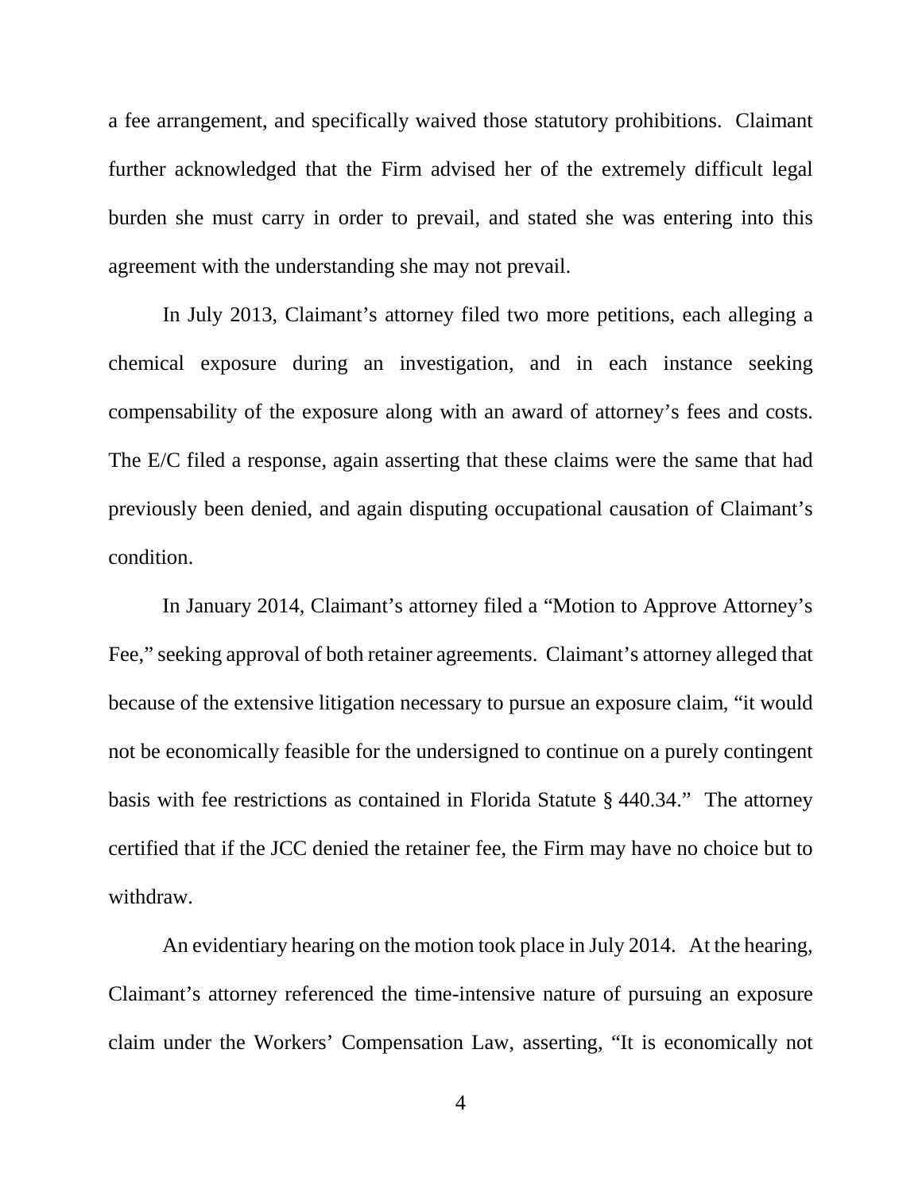a fee arrangement, and specifically waived those statutory prohibitions. Claimant further acknowledged that the Firm advised her of the extremely difficult legal burden she must carry in order to prevail, and stated she was entering into this agreement with the understanding she may not prevail.

In July 2013, Claimant's attorney filed two more petitions, each alleging a chemical exposure during an investigation, and in each instance seeking compensability of the exposure along with an award of attorney's fees and costs. The E/C filed a response, again asserting that these claims were the same that had previously been denied, and again disputing occupational causation of Claimant's condition.

In January 2014, Claimant's attorney filed a "Motion to Approve Attorney's Fee," seeking approval of both retainer agreements. Claimant's attorney alleged that because of the extensive litigation necessary to pursue an exposure claim, "it would not be economically feasible for the undersigned to continue on a purely contingent basis with fee restrictions as contained in Florida Statute § 440.34." The attorney certified that if the JCC denied the retainer fee, the Firm may have no choice but to withdraw.

An evidentiary hearing on the motion took place in July 2014. At the hearing, Claimant's attorney referenced the time-intensive nature of pursuing an exposure claim under the Workers' Compensation Law, asserting, "It is economically not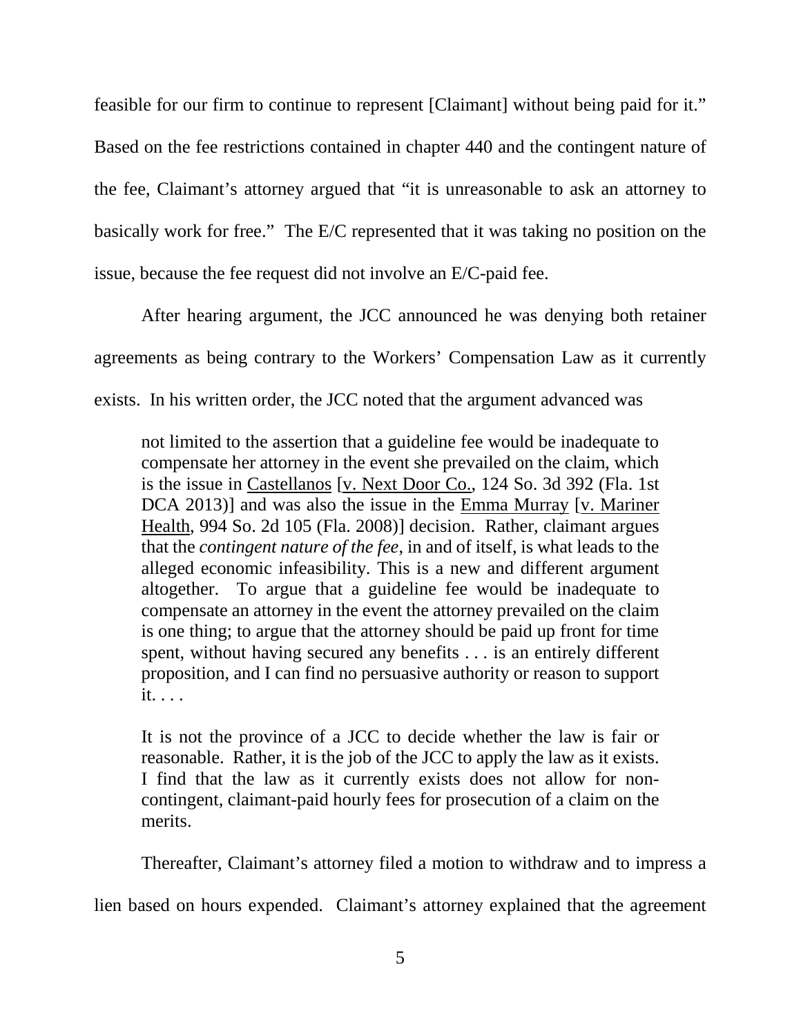feasible for our firm to continue to represent [Claimant] without being paid for it." Based on the fee restrictions contained in chapter 440 and the contingent nature of the fee, Claimant's attorney argued that "it is unreasonable to ask an attorney to basically work for free." The E/C represented that it was taking no position on the issue, because the fee request did not involve an E/C-paid fee.

After hearing argument, the JCC announced he was denying both retainer agreements as being contrary to the Workers' Compensation Law as it currently exists. In his written order, the JCC noted that the argument advanced was

> not limited to the assertion that a guideline fee would be inadequate to compensate her attorney in the event she prevailed on the claim, which is the issue in Castellanos [v. Next Door Co., 124 So. 3d 392 (Fla. 1st DCA 2013)] and was also the issue in the Emma Murray [v. Mariner Health, 994 So. 2d 105 (Fla. 2008)] decision. Rather, claimant argues that the *contingent nature of the fee*, in and of itself, is what leads to the alleged economic infeasibility. This is a new and different argument altogether. To argue that a guideline fee would be inadequate to compensate an attorney in the event the attorney prevailed on the claim is one thing; to argue that the attorney should be paid up front for time spent, without having secured any benefits . . . is an entirely different proposition, and I can find no persuasive authority or reason to support it. . . .
>
> It is not the province of a JCC to decide whether the law is fair or reasonable. Rather, it is the job of the JCC to apply the law as it exists. I find that the law as it currently exists does not allow for non-contingent, claimant-paid hourly fees for prosecution of a claim on the merits.

Thereafter, Claimant's attorney filed a motion to withdraw and to impress a lien based on hours expended. Claimant's attorney explained that the agreement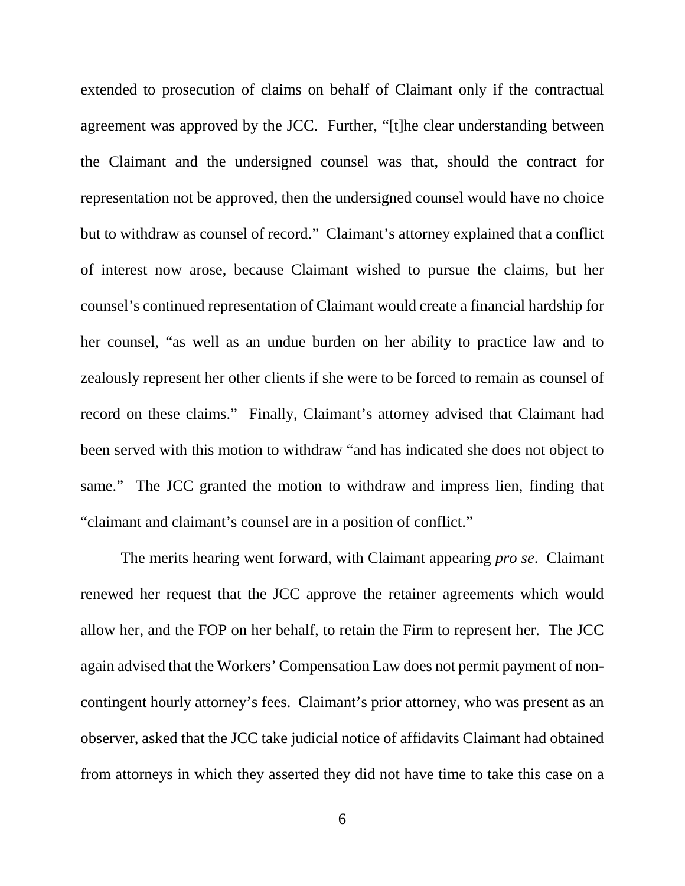extended to prosecution of claims on behalf of Claimant only if the contractual agreement was approved by the JCC. Further, "[t]he clear understanding between the Claimant and the undersigned counsel was that, should the contract for representation not be approved, then the undersigned counsel would have no choice but to withdraw as counsel of record." Claimant's attorney explained that a conflict of interest now arose, because Claimant wished to pursue the claims, but her counsel's continued representation of Claimant would create a financial hardship for her counsel, "as well as an undue burden on her ability to practice law and to zealously represent her other clients if she were to be forced to remain as counsel of record on these claims." Finally, Claimant's attorney advised that Claimant had been served with this motion to withdraw "and has indicated she does not object to same." The JCC granted the motion to withdraw and impress lien, finding that "claimant and claimant's counsel are in a position of conflict."

The merits hearing went forward, with Claimant appearing *pro se*. Claimant renewed her request that the JCC approve the retainer agreements which would allow her, and the FOP on her behalf, to retain the Firm to represent her. The JCC again advised that the Workers' Compensation Law does not permit payment of non-contingent hourly attorney's fees. Claimant's prior attorney, who was present as an observer, asked that the JCC take judicial notice of affidavits Claimant had obtained from attorneys in which they asserted they did not have time to take this case on a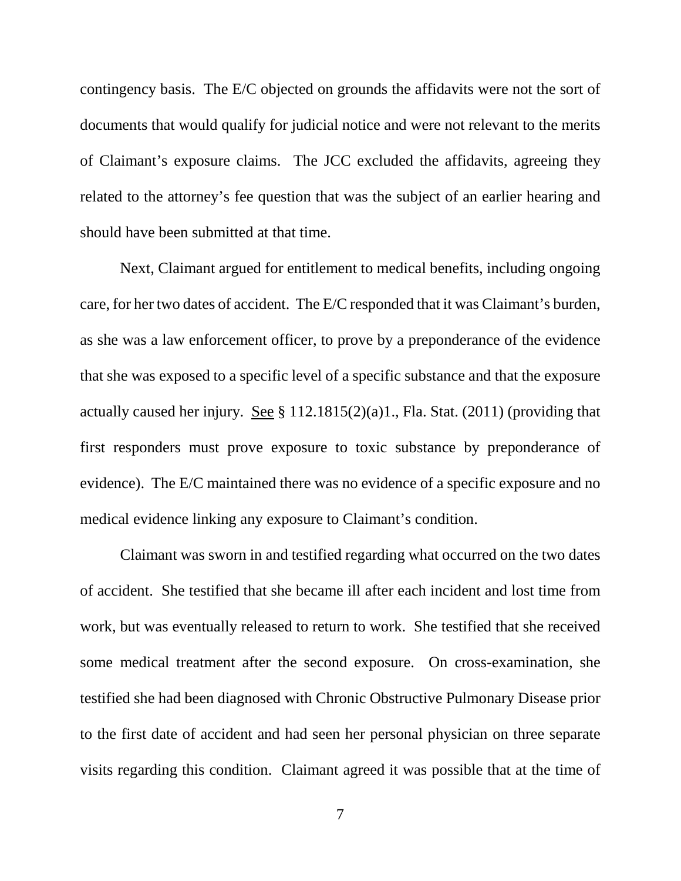contingency basis. The E/C objected on grounds the affidavits were not the sort of documents that would qualify for judicial notice and were not relevant to the merits of Claimant's exposure claims. The JCC excluded the affidavits, agreeing they related to the attorney's fee question that was the subject of an earlier hearing and should have been submitted at that time.

Next, Claimant argued for entitlement to medical benefits, including ongoing care, for her two dates of accident. The E/C responded that it was Claimant's burden, as she was a law enforcement officer, to prove by a preponderance of the evidence that she was exposed to a specific level of a specific substance and that the exposure actually caused her injury. See § 112.1815(2)(a)1., Fla. Stat. (2011) (providing that first responders must prove exposure to toxic substance by preponderance of evidence). The E/C maintained there was no evidence of a specific exposure and no medical evidence linking any exposure to Claimant's condition.

Claimant was sworn in and testified regarding what occurred on the two dates of accident. She testified that she became ill after each incident and lost time from work, but was eventually released to return to work. She testified that she received some medical treatment after the second exposure. On cross-examination, she testified she had been diagnosed with Chronic Obstructive Pulmonary Disease prior to the first date of accident and had seen her personal physician on three separate visits regarding this condition. Claimant agreed it was possible that at the time of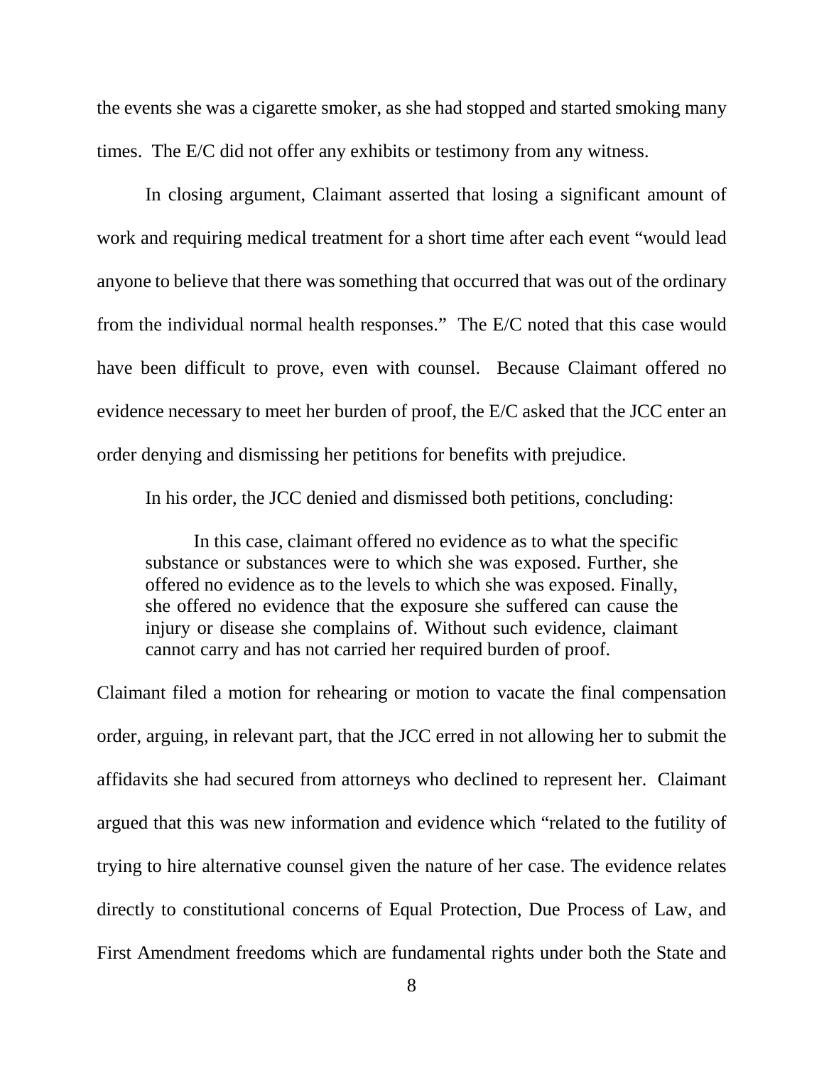the events she was a cigarette smoker, as she had stopped and started smoking many times. The E/C did not offer any exhibits or testimony from any witness.

In closing argument, Claimant asserted that losing a significant amount of work and requiring medical treatment for a short time after each event "would lead anyone to believe that there was something that occurred that was out of the ordinary from the individual normal health responses." The E/C noted that this case would have been difficult to prove, even with counsel. Because Claimant offered no evidence necessary to meet her burden of proof, the E/C asked that the JCC enter an order denying and dismissing her petitions for benefits with prejudice.

In his order, the JCC denied and dismissed both petitions, concluding:

> In this case, claimant offered no evidence as to what the specific substance or substances were to which she was exposed. Further, she offered no evidence as to the levels to which she was exposed. Finally, she offered no evidence that the exposure she suffered can cause the injury or disease she complains of. Without such evidence, claimant cannot carry and has not carried her required burden of proof.

Claimant filed a motion for rehearing or motion to vacate the final compensation order, arguing, in relevant part, that the JCC erred in not allowing her to submit the affidavits she had secured from attorneys who declined to represent her. Claimant argued that this was new information and evidence which "related to the futility of trying to hire alternative counsel given the nature of her case. The evidence relates directly to constitutional concerns of Equal Protection, Due Process of Law, and First Amendment freedoms which are fundamental rights under both the State and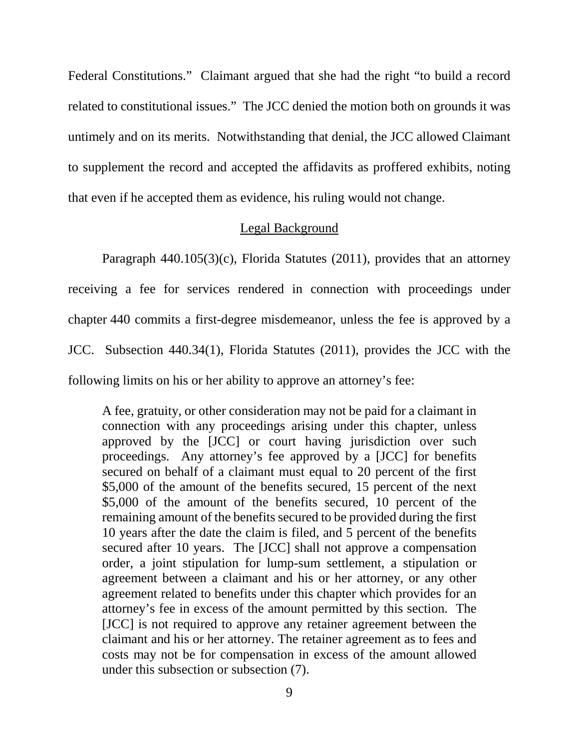Federal Constitutions." Claimant argued that she had the right "to build a record related to constitutional issues." The JCC denied the motion both on grounds it was untimely and on its merits. Notwithstanding that denial, the JCC allowed Claimant to supplement the record and accepted the affidavits as proffered exhibits, noting that even if he accepted them as evidence, his ruling would not change.

## <u>Legal Background</u>

Paragraph 440.105(3)(c), Florida Statutes (2011), provides that an attorney receiving a fee for services rendered in connection with proceedings under chapter 440 commits a first-degree misdemeanor, unless the fee is approved by a JCC. Subsection 440.34(1), Florida Statutes (2011), provides the JCC with the following limits on his or her ability to approve an attorney's fee:

> A fee, gratuity, or other consideration may not be paid for a claimant in connection with any proceedings arising under this chapter, unless approved by the [JCC] or court having jurisdiction over such proceedings. Any attorney's fee approved by a [JCC] for benefits secured on behalf of a claimant must equal to 20 percent of the first $5,000 of the amount of the benefits secured, 15 percent of the next $5,000 of the amount of the benefits secured, 10 percent of the remaining amount of the benefits secured to be provided during the first 10 years after the date the claim is filed, and 5 percent of the benefits secured after 10 years. The [JCC] shall not approve a compensation order, a joint stipulation for lump-sum settlement, a stipulation or agreement between a claimant and his or her attorney, or any other agreement related to benefits under this chapter which provides for an attorney's fee in excess of the amount permitted by this section. The [JCC] is not required to approve any retainer agreement between the claimant and his or her attorney. The retainer agreement as to fees and costs may not be for compensation in excess of the amount allowed under this subsection or subsection (7).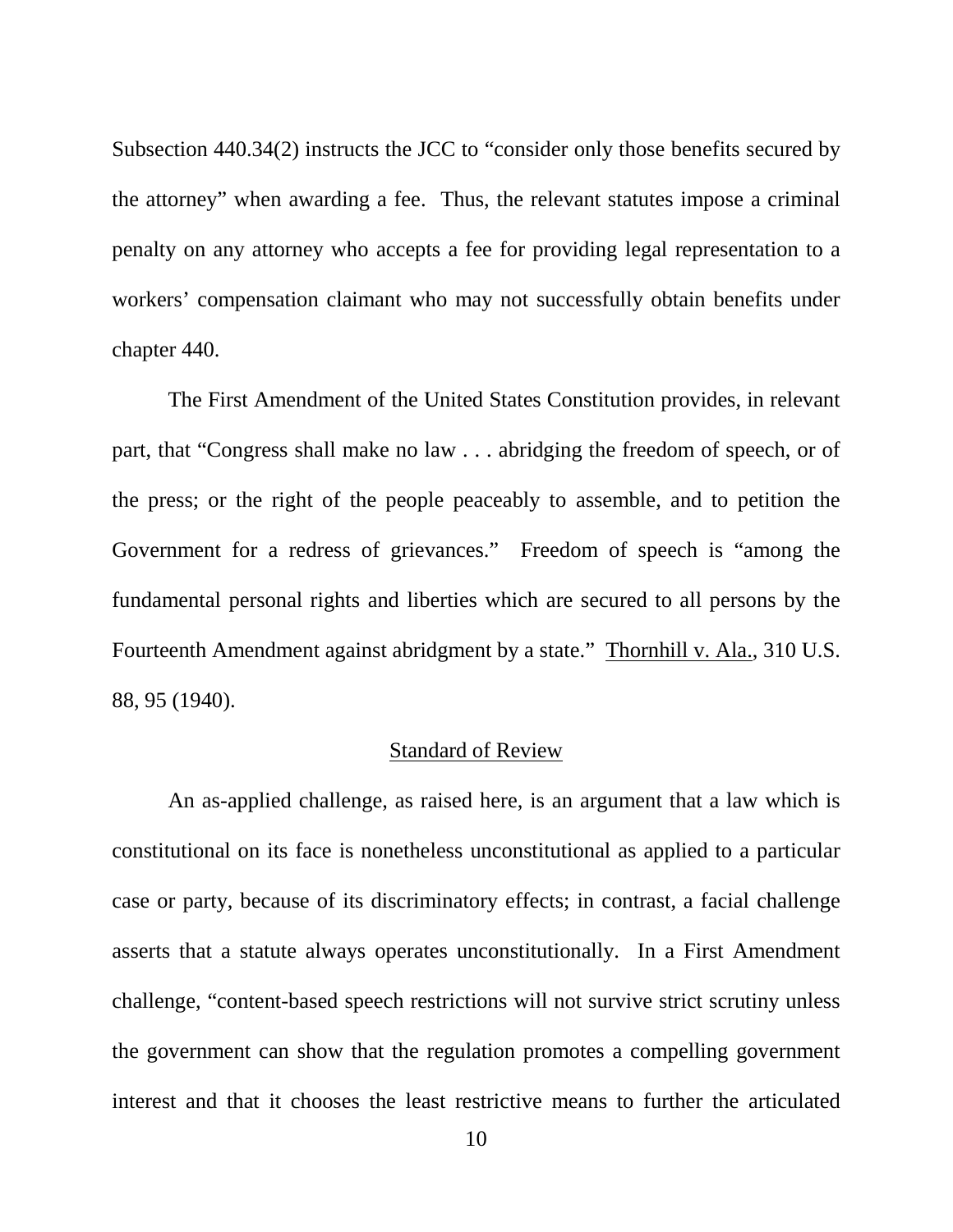Subsection 440.34(2) instructs the JCC to "consider only those benefits secured by the attorney" when awarding a fee. Thus, the relevant statutes impose a criminal penalty on any attorney who accepts a fee for providing legal representation to a workers' compensation claimant who may not successfully obtain benefits under chapter 440.

The First Amendment of the United States Constitution provides, in relevant part, that "Congress shall make no law . . . abridging the freedom of speech, or of the press; or the right of the people peaceably to assemble, and to petition the Government for a redress of grievances." Freedom of speech is "among the fundamental personal rights and liberties which are secured to all persons by the Fourteenth Amendment against abridgment by a state." Thornhill v. Ala., 310 U.S. 88, 95 (1940).

## Standard of Review

An as-applied challenge, as raised here, is an argument that a law which is constitutional on its face is nonetheless unconstitutional as applied to a particular case or party, because of its discriminatory effects; in contrast, a facial challenge asserts that a statute always operates unconstitutionally. In a First Amendment challenge, "content-based speech restrictions will not survive strict scrutiny unless the government can show that the regulation promotes a compelling government interest and that it chooses the least restrictive means to further the articulated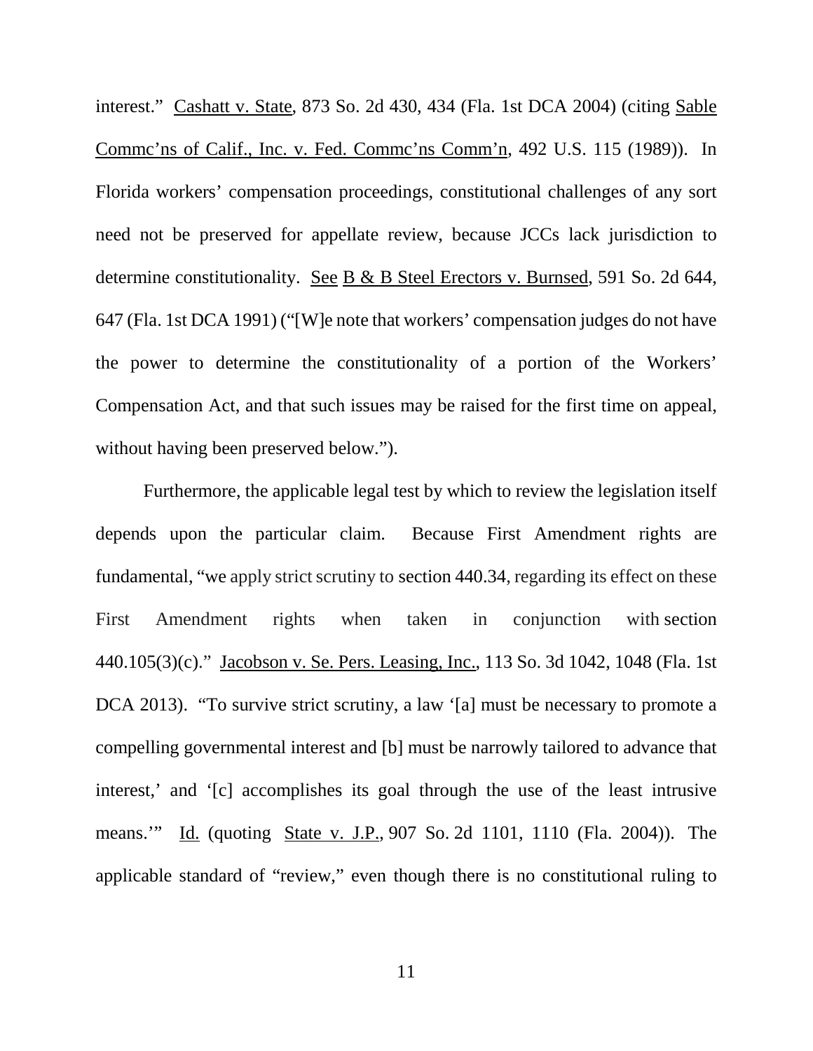interest." Cashatt v. State, 873 So. 2d 430, 434 (Fla. 1st DCA 2004) (citing Sable Commc'ns of Calif., Inc. v. Fed. Commc'ns Comm'n, 492 U.S. 115 (1989)). In Florida workers' compensation proceedings, constitutional challenges of any sort need not be preserved for appellate review, because JCCs lack jurisdiction to determine constitutionality. See B & B Steel Erectors v. Burnsed, 591 So. 2d 644, 647 (Fla. 1st DCA 1991) ("[W]e note that workers' compensation judges do not have the power to determine the constitutionality of a portion of the Workers' Compensation Act, and that such issues may be raised for the first time on appeal, without having been preserved below.").

Furthermore, the applicable legal test by which to review the legislation itself depends upon the particular claim. Because First Amendment rights are fundamental, "we apply strict scrutiny to section 440.34, regarding its effect on these First Amendment rights when taken in conjunction with section 440.105(3)(c)." Jacobson v. Se. Pers. Leasing, Inc., 113 So. 3d 1042, 1048 (Fla. 1st DCA 2013). "To survive strict scrutiny, a law '[a] must be necessary to promote a compelling governmental interest and [b] must be narrowly tailored to advance that interest,' and '[c] accomplishes its goal through the use of the least intrusive means.'" Id. (quoting State v. J.P., 907 So. 2d 1101, 1110 (Fla. 2004)). The applicable standard of "review," even though there is no constitutional ruling to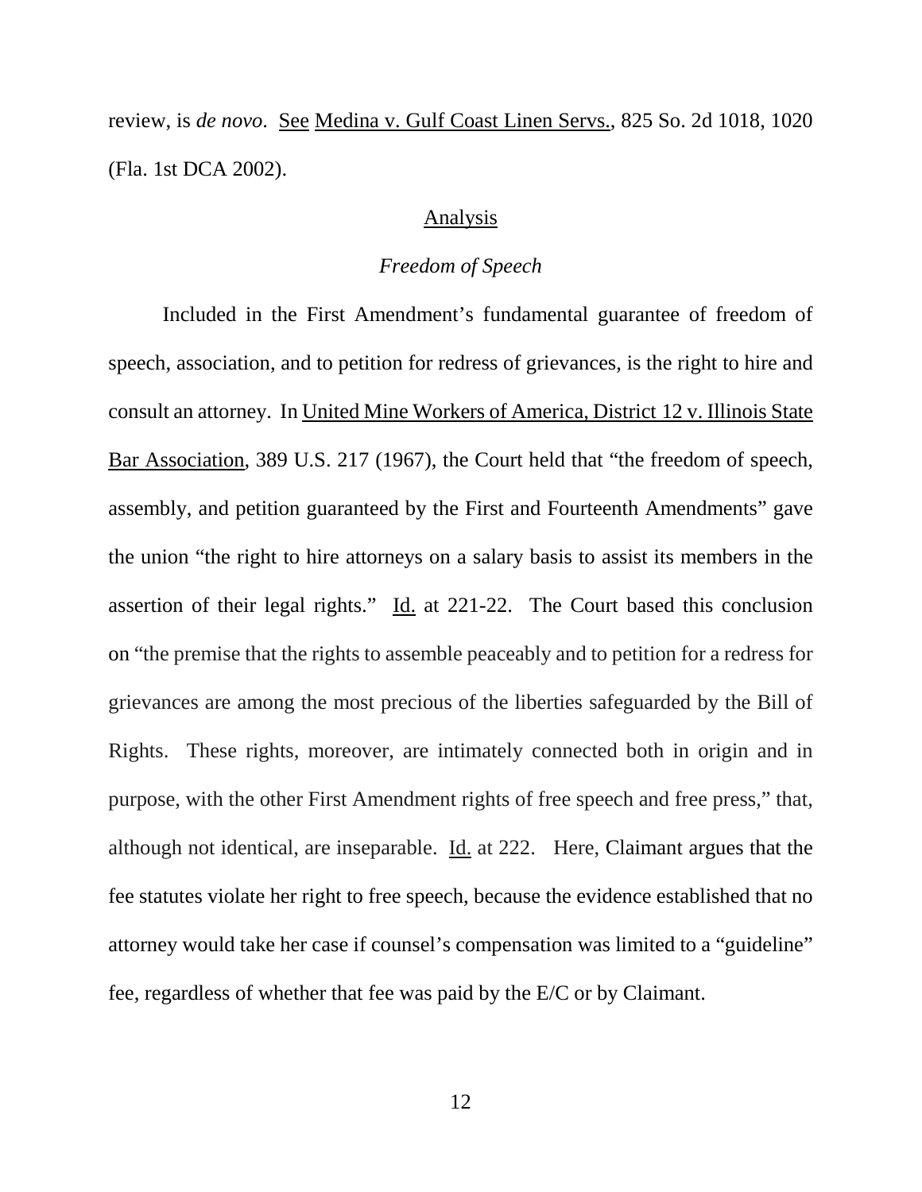review, is *de novo*. See Medina v. Gulf Coast Linen Servs., 825 So. 2d 1018, 1020 (Fla. 1st DCA 2002).

## Analysis

### *Freedom of Speech*

Included in the First Amendment's fundamental guarantee of freedom of speech, association, and to petition for redress of grievances, is the right to hire and consult an attorney. In United Mine Workers of America, District 12 v. Illinois State Bar Association, 389 U.S. 217 (1967), the Court held that "the freedom of speech, assembly, and petition guaranteed by the First and Fourteenth Amendments" gave the union "the right to hire attorneys on a salary basis to assist its members in the assertion of their legal rights." Id. at 221-22. The Court based this conclusion on "the premise that the rights to assemble peaceably and to petition for a redress for grievances are among the most precious of the liberties safeguarded by the Bill of Rights. These rights, moreover, are intimately connected both in origin and in purpose, with the other First Amendment rights of free speech and free press," that, although not identical, are inseparable. Id. at 222. Here, Claimant argues that the fee statutes violate her right to free speech, because the evidence established that no attorney would take her case if counsel's compensation was limited to a "guideline" fee, regardless of whether that fee was paid by the E/C or by Claimant.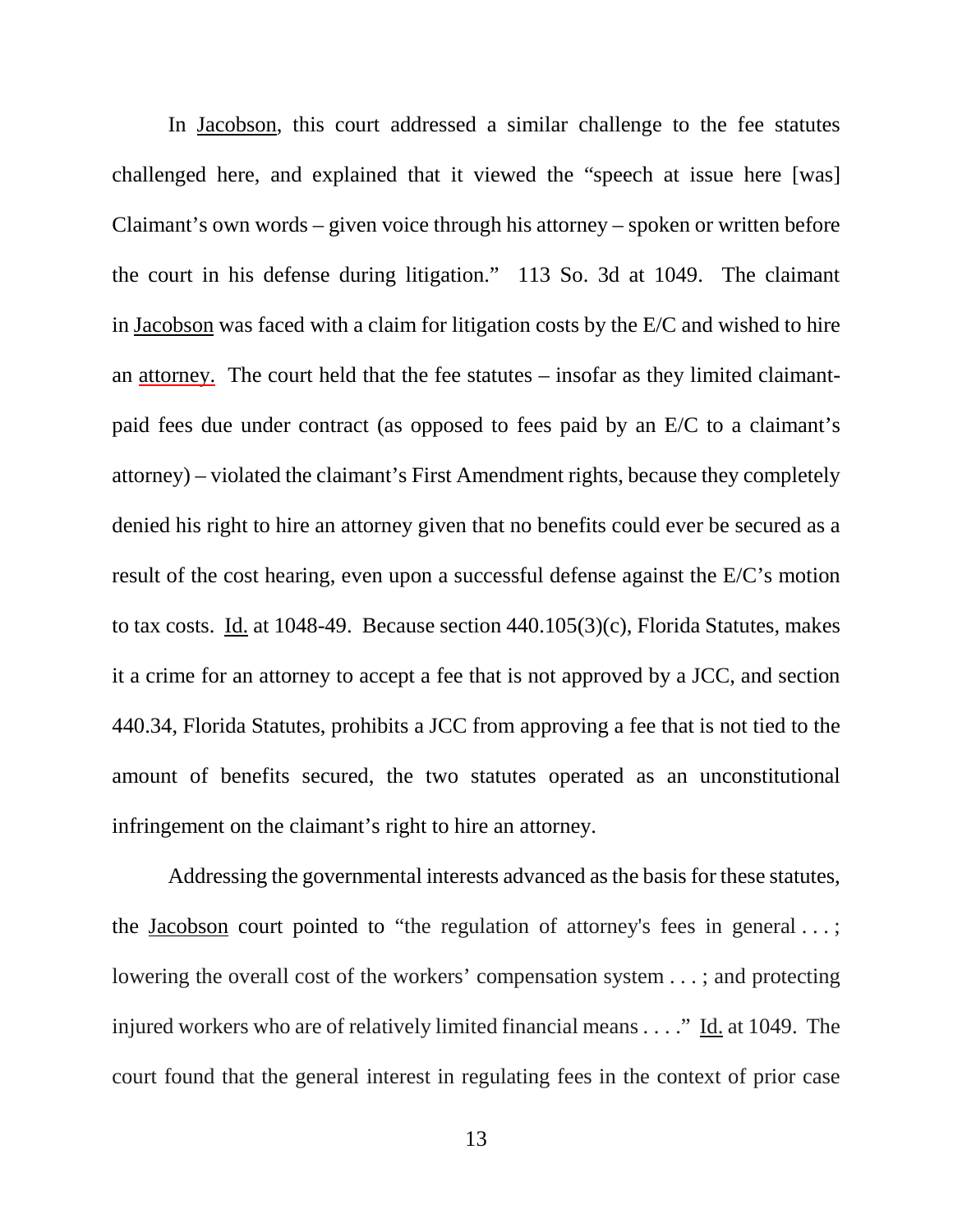In Jacobson, this court addressed a similar challenge to the fee statutes challenged here, and explained that it viewed the "speech at issue here [was] Claimant's own words – given voice through his attorney – spoken or written before the court in his defense during litigation." 113 So. 3d at 1049. The claimant in Jacobson was faced with a claim for litigation costs by the E/C and wished to hire an attorney. The court held that the fee statutes – insofar as they limited claimant-paid fees due under contract (as opposed to fees paid by an E/C to a claimant's attorney) – violated the claimant's First Amendment rights, because they completely denied his right to hire an attorney given that no benefits could ever be secured as a result of the cost hearing, even upon a successful defense against the E/C's motion to tax costs. Id. at 1048-49. Because section 440.105(3)(c), Florida Statutes, makes it a crime for an attorney to accept a fee that is not approved by a JCC, and section 440.34, Florida Statutes, prohibits a JCC from approving a fee that is not tied to the amount of benefits secured, the two statutes operated as an unconstitutional infringement on the claimant's right to hire an attorney.

Addressing the governmental interests advanced as the basis for these statutes, the Jacobson court pointed to "the regulation of attorney's fees in general . . . ; lowering the overall cost of the workers' compensation system . . . ; and protecting injured workers who are of relatively limited financial means . . . ." Id. at 1049. The court found that the general interest in regulating fees in the context of prior case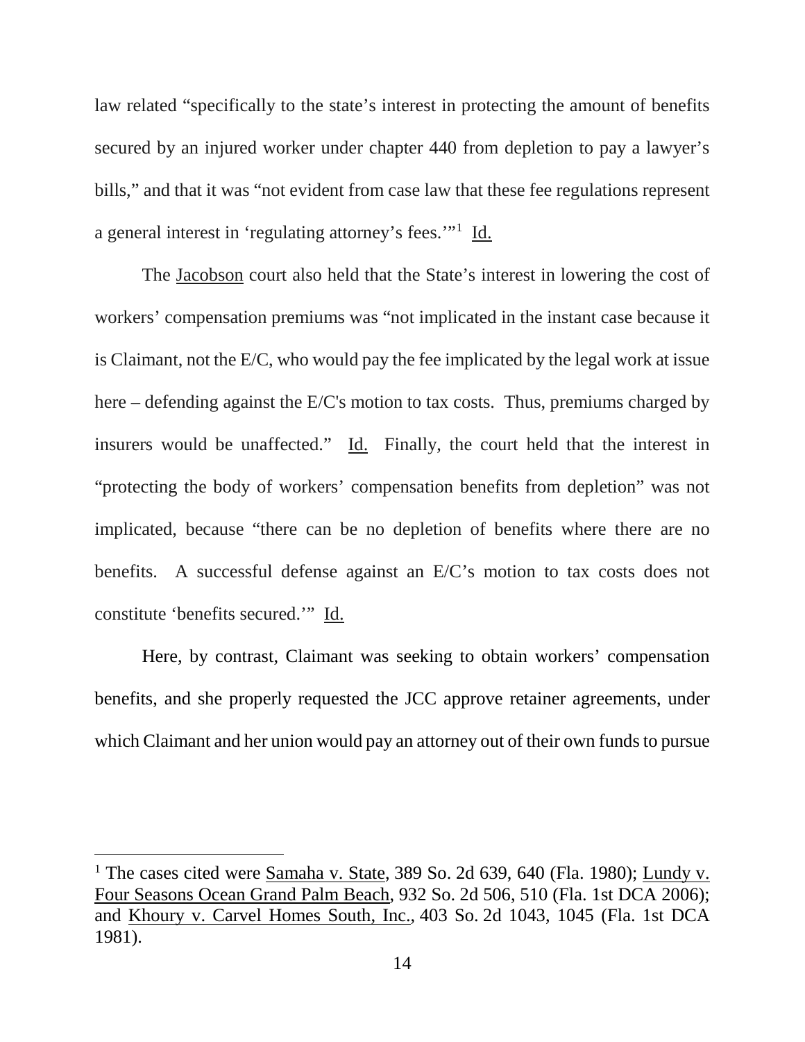law related "specifically to the state's interest in protecting the amount of benefits secured by an injured worker under chapter 440 from depletion to pay a lawyer's bills," and that it was "not evident from case law that these fee regulations represent a general interest in 'regulating attorney's fees.'"[1] Id.

The Jacobson court also held that the State's interest in lowering the cost of workers' compensation premiums was "not implicated in the instant case because it is Claimant, not the E/C, who would pay the fee implicated by the legal work at issue here – defending against the E/C's motion to tax costs. Thus, premiums charged by insurers would be unaffected." Id. Finally, the court held that the interest in "protecting the body of workers' compensation benefits from depletion" was not implicated, because "there can be no depletion of benefits where there are no benefits. A successful defense against an E/C's motion to tax costs does not constitute 'benefits secured.'" Id.

Here, by contrast, Claimant was seeking to obtain workers' compensation benefits, and she properly requested the JCC approve retainer agreements, under which Claimant and her union would pay an attorney out of their own funds to pursue

---

[1] The cases cited were Samaha v. State, 389 So. 2d 639, 640 (Fla. 1980); Lundy v. Four Seasons Ocean Grand Palm Beach, 932 So. 2d 506, 510 (Fla. 1st DCA 2006); and Khoury v. Carvel Homes South, Inc., 403 So. 2d 1043, 1045 (Fla. 1st DCA 1981).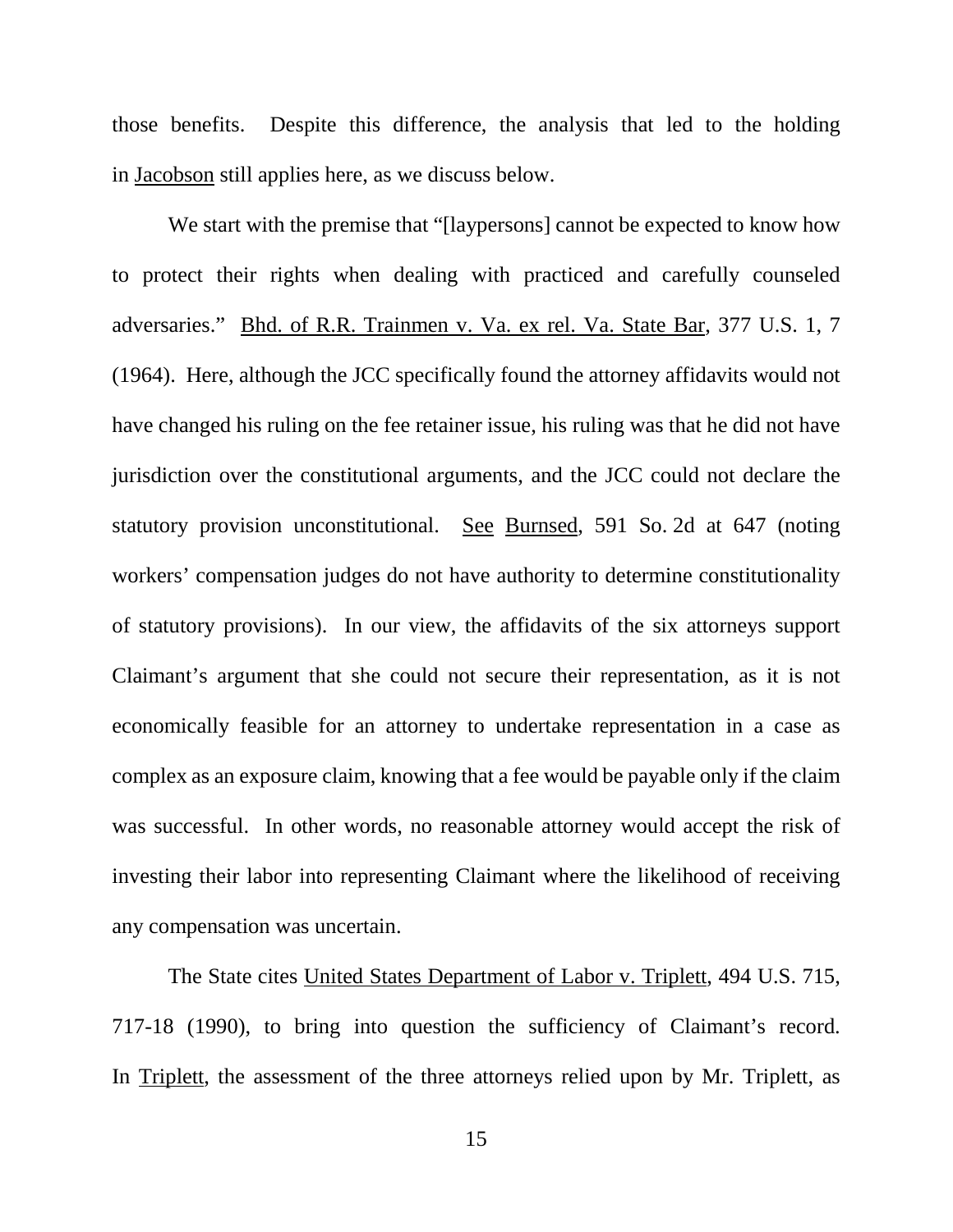those benefits. Despite this difference, the analysis that led to the holding in Jacobson still applies here, as we discuss below.

We start with the premise that "[laypersons] cannot be expected to know how to protect their rights when dealing with practiced and carefully counseled adversaries." Bhd. of R.R. Trainmen v. Va. ex rel. Va. State Bar, 377 U.S. 1, 7 (1964). Here, although the JCC specifically found the attorney affidavits would not have changed his ruling on the fee retainer issue, his ruling was that he did not have jurisdiction over the constitutional arguments, and the JCC could not declare the statutory provision unconstitutional. See Burnsed, 591 So. 2d at 647 (noting workers' compensation judges do not have authority to determine constitutionality of statutory provisions). In our view, the affidavits of the six attorneys support Claimant's argument that she could not secure their representation, as it is not economically feasible for an attorney to undertake representation in a case as complex as an exposure claim, knowing that a fee would be payable only if the claim was successful. In other words, no reasonable attorney would accept the risk of investing their labor into representing Claimant where the likelihood of receiving any compensation was uncertain.

The State cites United States Department of Labor v. Triplett, 494 U.S. 715, 717-18 (1990), to bring into question the sufficiency of Claimant's record. In Triplett, the assessment of the three attorneys relied upon by Mr. Triplett, as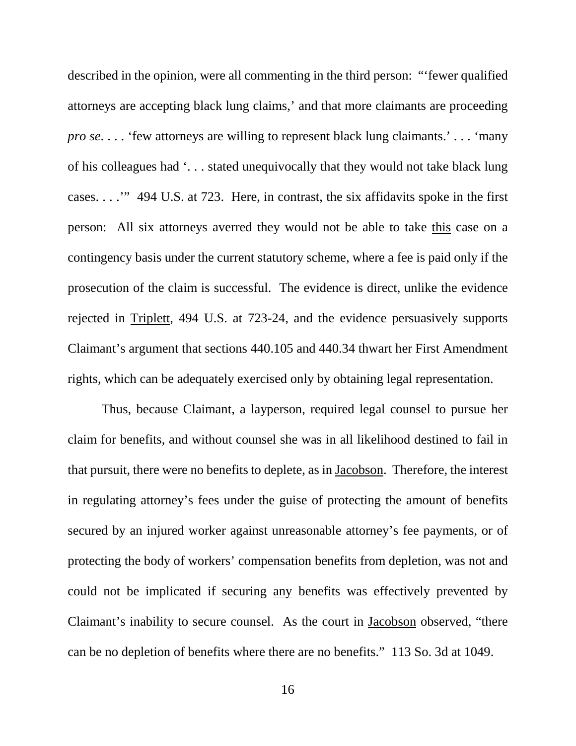described in the opinion, were all commenting in the third person: "'fewer qualified attorneys are accepting black lung claims,' and that more claimants are proceeding *pro se*. . . . 'few attorneys are willing to represent black lung claimants.' . . . 'many of his colleagues had '. . . stated unequivocally that they would not take black lung cases. . . .'" 494 U.S. at 723. Here, in contrast, the six affidavits spoke in the first person: All six attorneys averred they would not be able to take <u>this</u> case on a contingency basis under the current statutory scheme, where a fee is paid only if the prosecution of the claim is successful. The evidence is direct, unlike the evidence rejected in <u>Triplett</u>, 494 U.S. at 723-24, and the evidence persuasively supports Claimant's argument that sections 440.105 and 440.34 thwart her First Amendment rights, which can be adequately exercised only by obtaining legal representation.

Thus, because Claimant, a layperson, required legal counsel to pursue her claim for benefits, and without counsel she was in all likelihood destined to fail in that pursuit, there were no benefits to deplete, as in <u>Jacobson</u>. Therefore, the interest in regulating attorney's fees under the guise of protecting the amount of benefits secured by an injured worker against unreasonable attorney's fee payments, or of protecting the body of workers' compensation benefits from depletion, was not and could not be implicated if securing <u>any</u> benefits was effectively prevented by Claimant's inability to secure counsel. As the court in <u>Jacobson</u> observed, "there can be no depletion of benefits where there are no benefits." 113 So. 3d at 1049.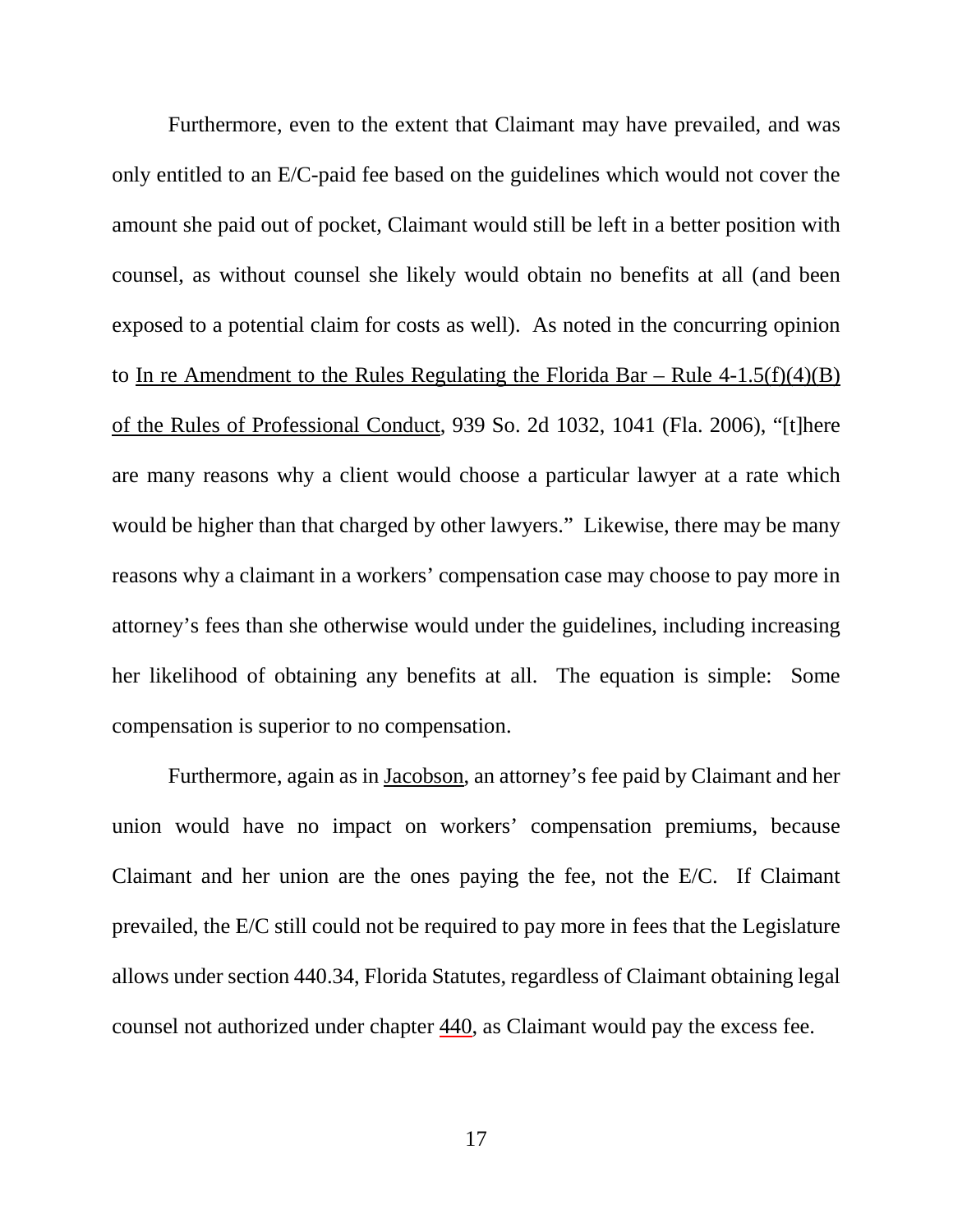Furthermore, even to the extent that Claimant may have prevailed, and was only entitled to an E/C-paid fee based on the guidelines which would not cover the amount she paid out of pocket, Claimant would still be left in a better position with counsel, as without counsel she likely would obtain no benefits at all (and been exposed to a potential claim for costs as well). As noted in the concurring opinion to In re Amendment to the Rules Regulating the Florida Bar – Rule 4-1.5(f)(4)(B) of the Rules of Professional Conduct, 939 So. 2d 1032, 1041 (Fla. 2006), "[t]here are many reasons why a client would choose a particular lawyer at a rate which would be higher than that charged by other lawyers." Likewise, there may be many reasons why a claimant in a workers' compensation case may choose to pay more in attorney's fees than she otherwise would under the guidelines, including increasing her likelihood of obtaining any benefits at all. The equation is simple: Some compensation is superior to no compensation.

Furthermore, again as in Jacobson, an attorney's fee paid by Claimant and her union would have no impact on workers' compensation premiums, because Claimant and her union are the ones paying the fee, not the E/C. If Claimant prevailed, the E/C still could not be required to pay more in fees that the Legislature allows under section 440.34, Florida Statutes, regardless of Claimant obtaining legal counsel not authorized under chapter 440, as Claimant would pay the excess fee.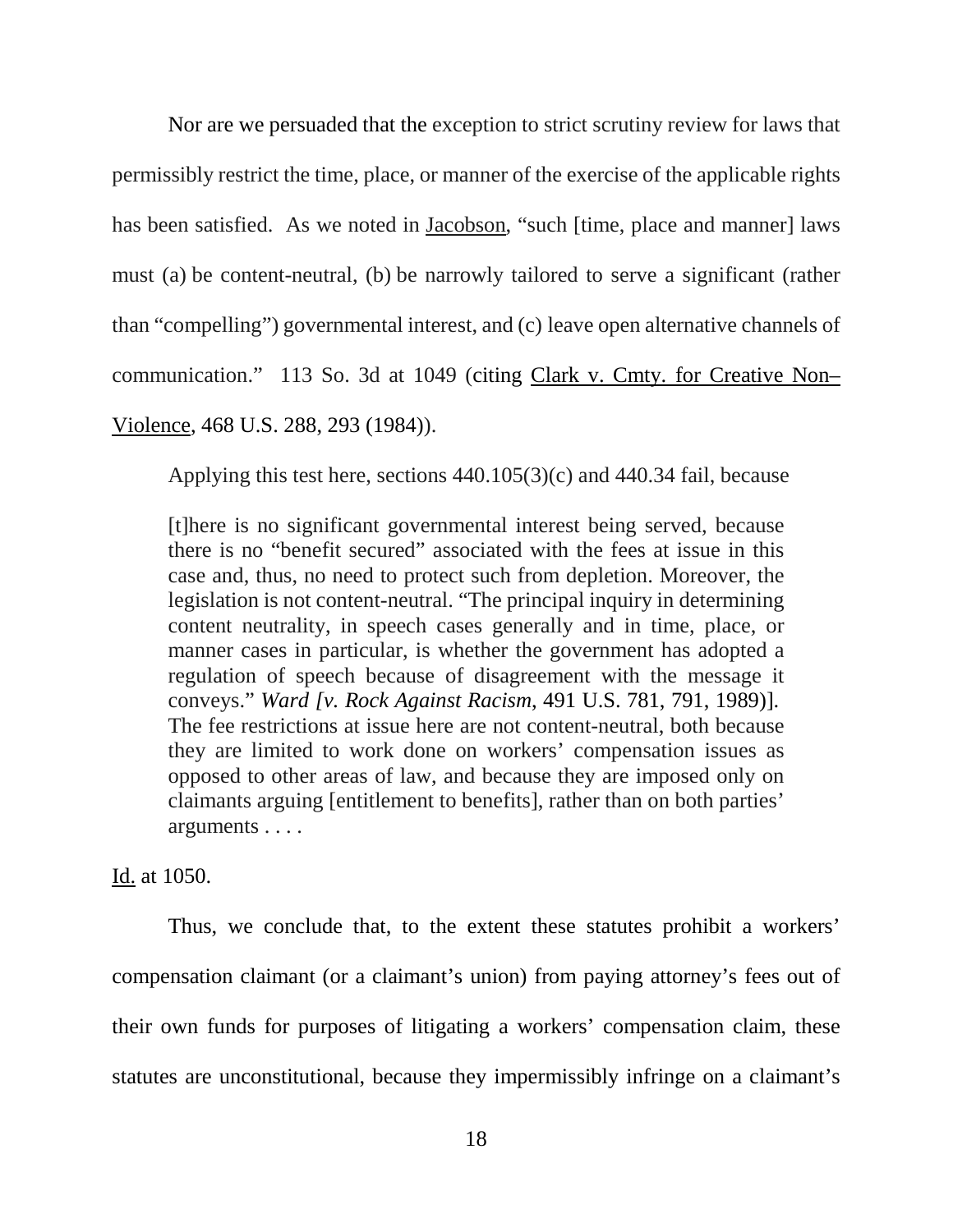Nor are we persuaded that the exception to strict scrutiny review for laws that permissibly restrict the time, place, or manner of the exercise of the applicable rights has been satisfied. As we noted in Jacobson, "such [time, place and manner] laws must (a) be content-neutral, (b) be narrowly tailored to serve a significant (rather than "compelling") governmental interest, and (c) leave open alternative channels of communication." 113 So. 3d at 1049 (citing Clark v. Cmty. for Creative Non–Violence, 468 U.S. 288, 293 (1984)).

Applying this test here, sections 440.105(3)(c) and 440.34 fail, because

> [t]here is no significant governmental interest being served, because there is no "benefit secured" associated with the fees at issue in this case and, thus, no need to protect such from depletion. Moreover, the legislation is not content-neutral. "The principal inquiry in determining content neutrality, in speech cases generally and in time, place, or manner cases in particular, is whether the government has adopted a regulation of speech because of disagreement with the message it conveys." *Ward [v. Rock Against Racism*, 491 U.S. 781, 791, 1989)]. The fee restrictions at issue here are not content-neutral, both because they are limited to work done on workers' compensation issues as opposed to other areas of law, and because they are imposed only on claimants arguing [entitlement to benefits], rather than on both parties' arguments . . . .

Id. at 1050.

Thus, we conclude that, to the extent these statutes prohibit a workers' compensation claimant (or a claimant's union) from paying attorney's fees out of their own funds for purposes of litigating a workers' compensation claim, these statutes are unconstitutional, because they impermissibly infringe on a claimant's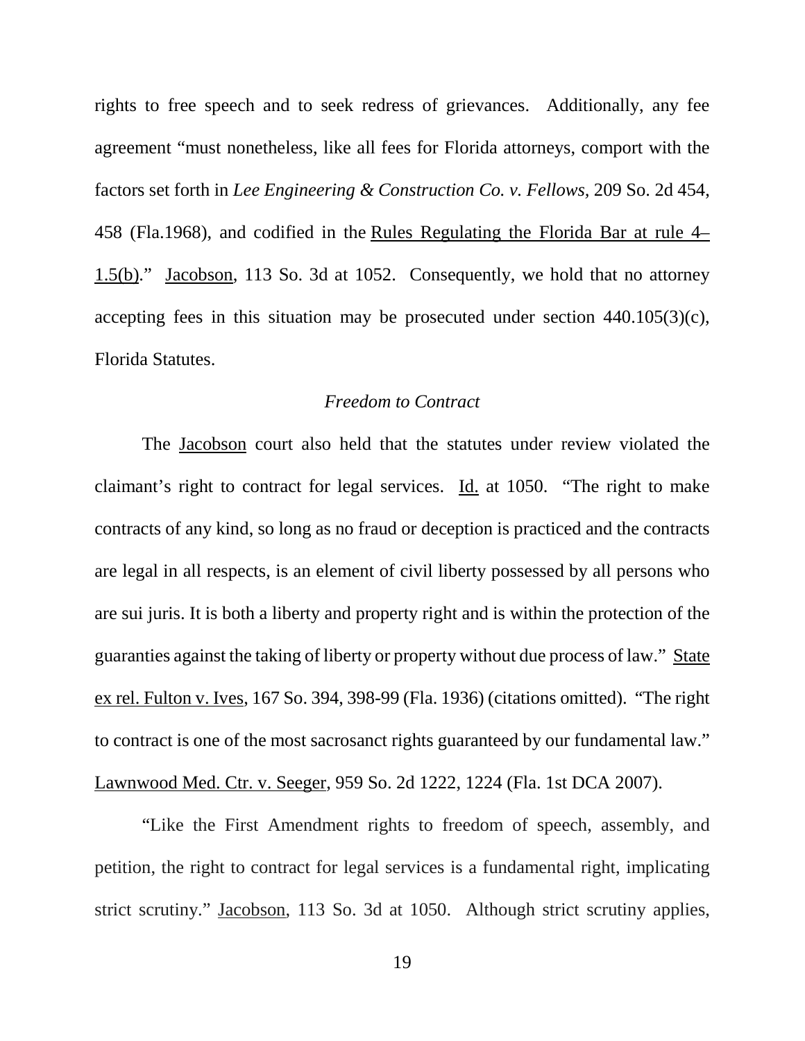rights to free speech and to seek redress of grievances. Additionally, any fee agreement "must nonetheless, like all fees for Florida attorneys, comport with the factors set forth in *Lee Engineering & Construction Co. v. Fellows*, 209 So. 2d 454, 458 (Fla.1968), and codified in the Rules Regulating the Florida Bar at rule 4–1.5(b)." Jacobson, 113 So. 3d at 1052. Consequently, we hold that no attorney accepting fees in this situation may be prosecuted under section 440.105(3)(c), Florida Statutes.

### *Freedom to Contract*

The Jacobson court also held that the statutes under review violated the claimant's right to contract for legal services. Id. at 1050. "The right to make contracts of any kind, so long as no fraud or deception is practiced and the contracts are legal in all respects, is an element of civil liberty possessed by all persons who are sui juris. It is both a liberty and property right and is within the protection of the guaranties against the taking of liberty or property without due process of law." State ex rel. Fulton v. Ives, 167 So. 394, 398-99 (Fla. 1936) (citations omitted). "The right to contract is one of the most sacrosanct rights guaranteed by our fundamental law." Lawnwood Med. Ctr. v. Seeger, 959 So. 2d 1222, 1224 (Fla. 1st DCA 2007).

"Like the First Amendment rights to freedom of speech, assembly, and petition, the right to contract for legal services is a fundamental right, implicating strict scrutiny." Jacobson, 113 So. 3d at 1050. Although strict scrutiny applies,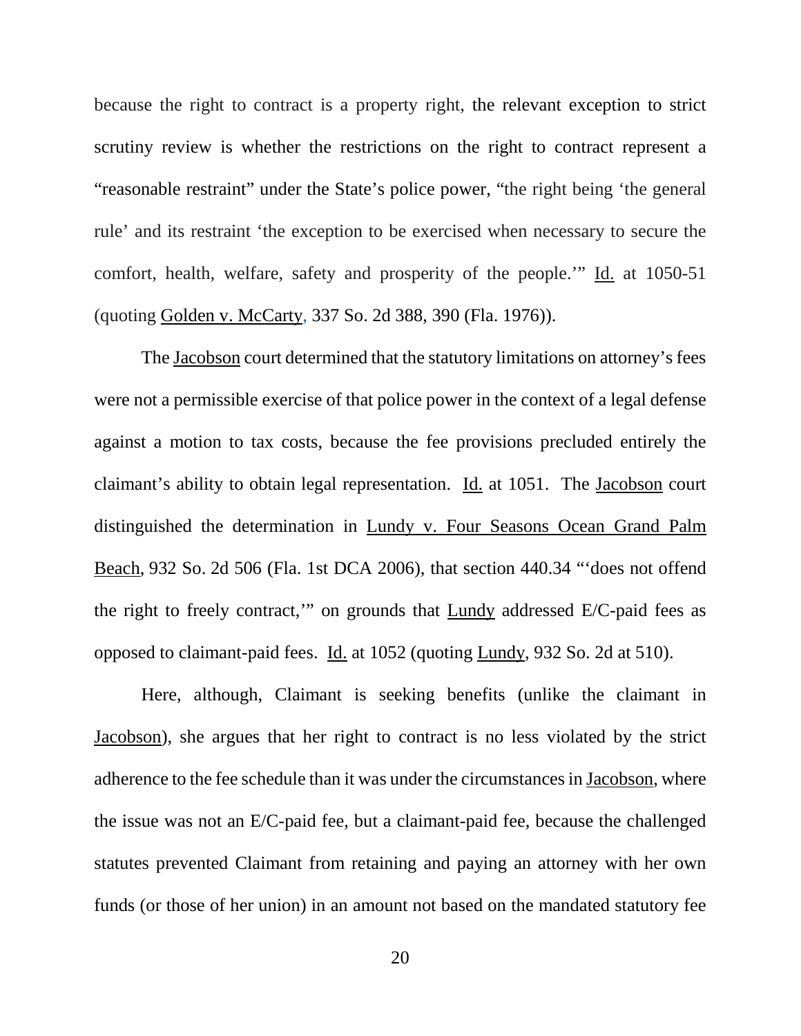because the right to contract is a property right, the relevant exception to strict scrutiny review is whether the restrictions on the right to contract represent a "reasonable restraint" under the State's police power, "the right being 'the general rule' and its restraint 'the exception to be exercised when necessary to secure the comfort, health, welfare, safety and prosperity of the people.'" Id. at 1050-51 (quoting Golden v. McCarty, 337 So. 2d 388, 390 (Fla. 1976)).

The Jacobson court determined that the statutory limitations on attorney's fees were not a permissible exercise of that police power in the context of a legal defense against a motion to tax costs, because the fee provisions precluded entirely the claimant's ability to obtain legal representation. Id. at 1051. The Jacobson court distinguished the determination in Lundy v. Four Seasons Ocean Grand Palm Beach, 932 So. 2d 506 (Fla. 1st DCA 2006), that section 440.34 "'does not offend the right to freely contract,'" on grounds that Lundy addressed E/C-paid fees as opposed to claimant-paid fees. Id. at 1052 (quoting Lundy, 932 So. 2d at 510).

Here, although, Claimant is seeking benefits (unlike the claimant in Jacobson), she argues that her right to contract is no less violated by the strict adherence to the fee schedule than it was under the circumstances in Jacobson, where the issue was not an E/C-paid fee, but a claimant-paid fee, because the challenged statutes prevented Claimant from retaining and paying an attorney with her own funds (or those of her union) in an amount not based on the mandated statutory fee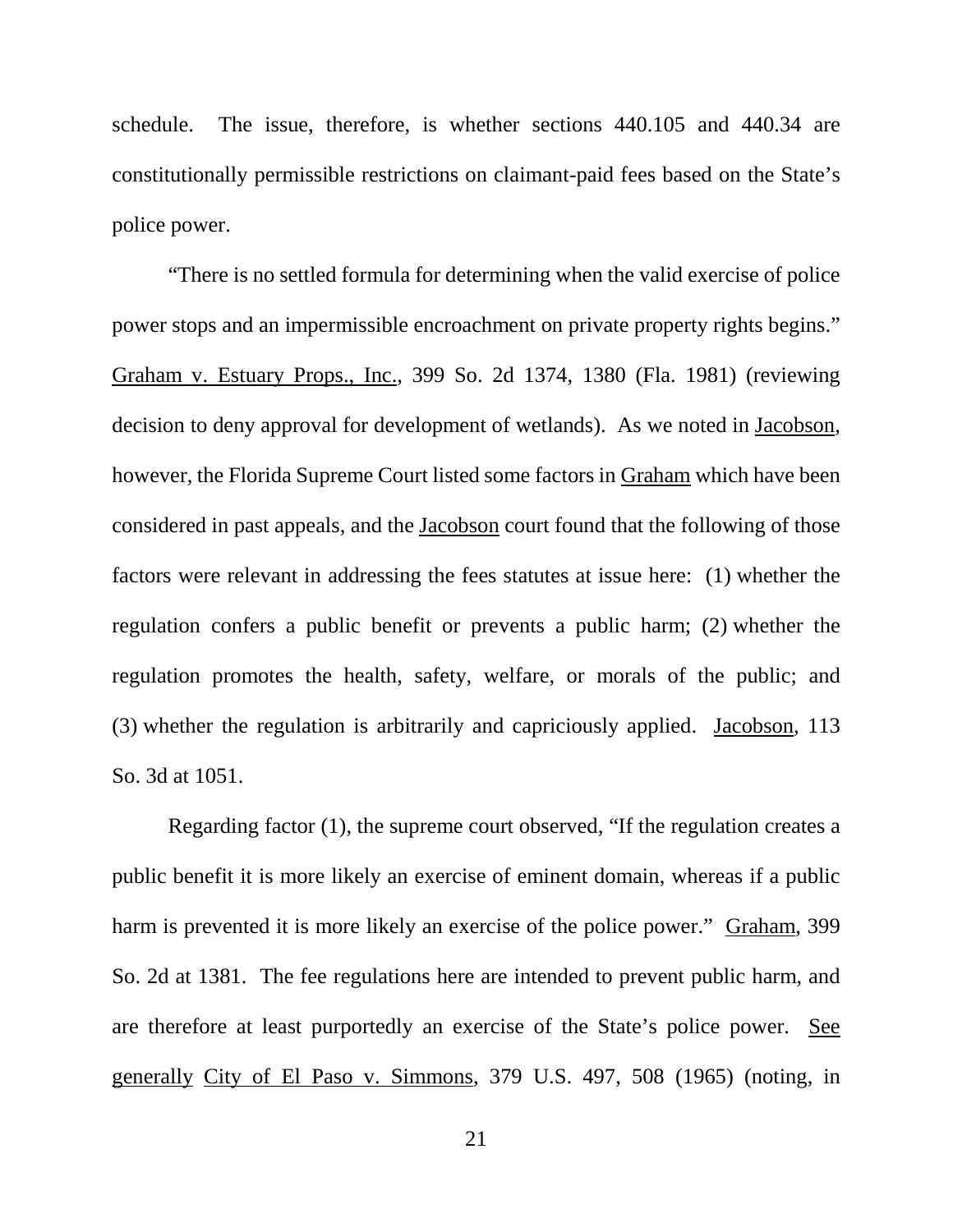schedule. The issue, therefore, is whether sections 440.105 and 440.34 are constitutionally permissible restrictions on claimant-paid fees based on the State's police power.

"There is no settled formula for determining when the valid exercise of police power stops and an impermissible encroachment on private property rights begins." Graham v. Estuary Props., Inc., 399 So. 2d 1374, 1380 (Fla. 1981) (reviewing decision to deny approval for development of wetlands). As we noted in Jacobson, however, the Florida Supreme Court listed some factors in Graham which have been considered in past appeals, and the Jacobson court found that the following of those factors were relevant in addressing the fees statutes at issue here: (1) whether the regulation confers a public benefit or prevents a public harm; (2) whether the regulation promotes the health, safety, welfare, or morals of the public; and (3) whether the regulation is arbitrarily and capriciously applied. Jacobson, 113 So. 3d at 1051.

Regarding factor (1), the supreme court observed, "If the regulation creates a public benefit it is more likely an exercise of eminent domain, whereas if a public harm is prevented it is more likely an exercise of the police power." Graham, 399 So. 2d at 1381. The fee regulations here are intended to prevent public harm, and are therefore at least purportedly an exercise of the State's police power. See generally City of El Paso v. Simmons, 379 U.S. 497, 508 (1965) (noting, in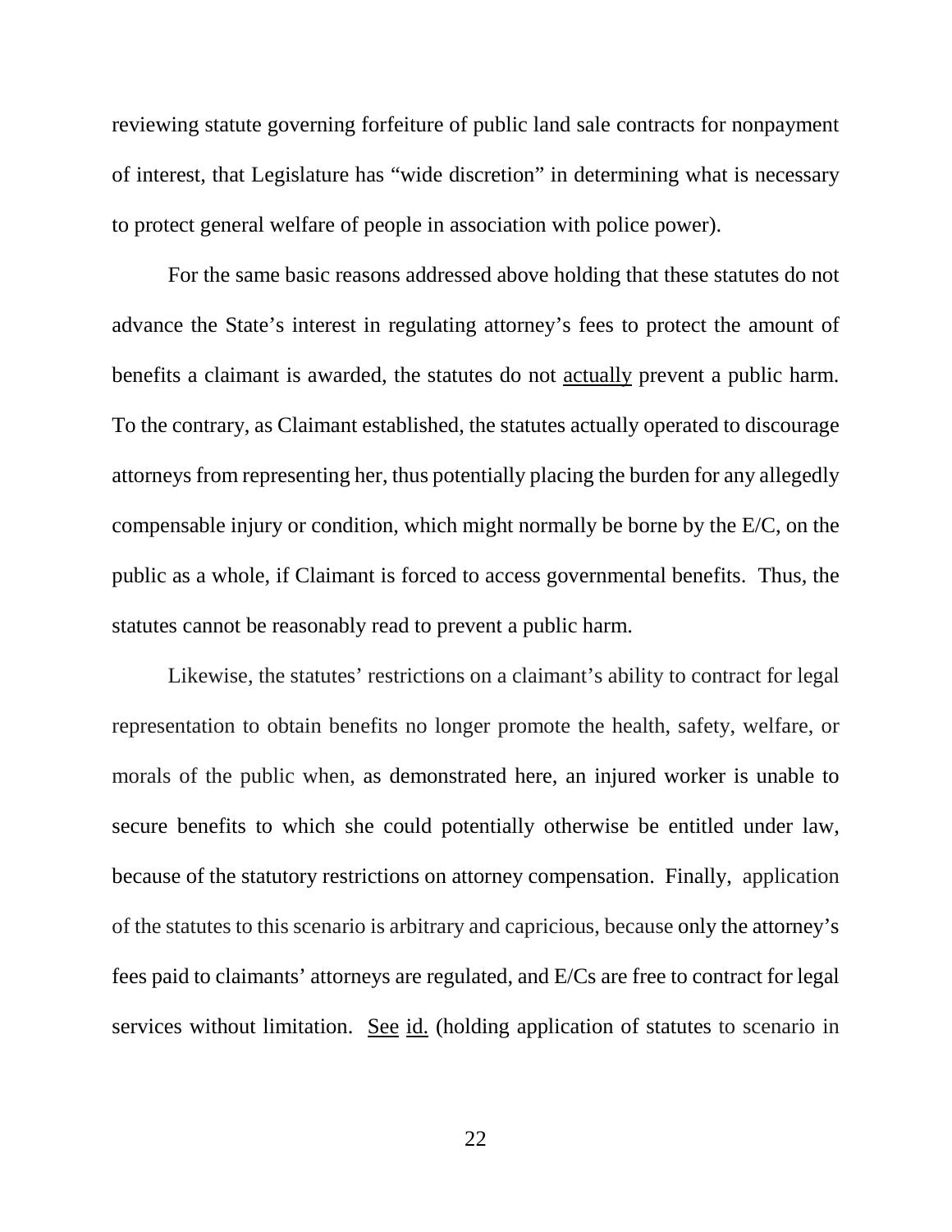reviewing statute governing forfeiture of public land sale contracts for nonpayment of interest, that Legislature has "wide discretion" in determining what is necessary to protect general welfare of people in association with police power).

For the same basic reasons addressed above holding that these statutes do not advance the State's interest in regulating attorney's fees to protect the amount of benefits a claimant is awarded, the statutes do not <u>actually</u> prevent a public harm. To the contrary, as Claimant established, the statutes actually operated to discourage attorneys from representing her, thus potentially placing the burden for any allegedly compensable injury or condition, which might normally be borne by the E/C, on the public as a whole, if Claimant is forced to access governmental benefits. Thus, the statutes cannot be reasonably read to prevent a public harm.

Likewise, the statutes' restrictions on a claimant's ability to contract for legal representation to obtain benefits no longer promote the health, safety, welfare, or morals of the public when, as demonstrated here, an injured worker is unable to secure benefits to which she could potentially otherwise be entitled under law, because of the statutory restrictions on attorney compensation. Finally, application of the statutes to this scenario is arbitrary and capricious, because only the attorney's fees paid to claimants' attorneys are regulated, and E/Cs are free to contract for legal services without limitation. <u>See</u> <u>id.</u> (holding application of statutes to scenario in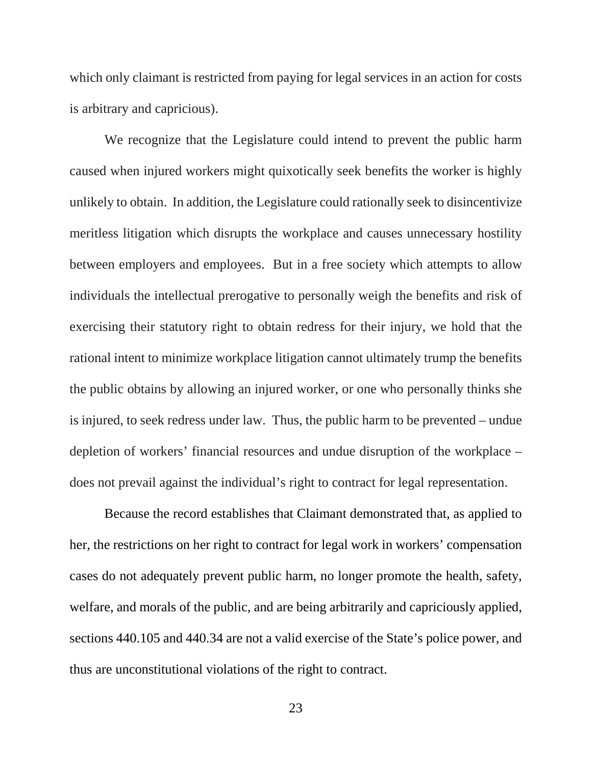which only claimant is restricted from paying for legal services in an action for costs is arbitrary and capricious).

We recognize that the Legislature could intend to prevent the public harm caused when injured workers might quixotically seek benefits the worker is highly unlikely to obtain. In addition, the Legislature could rationally seek to disincentivize meritless litigation which disrupts the workplace and causes unnecessary hostility between employers and employees. But in a free society which attempts to allow individuals the intellectual prerogative to personally weigh the benefits and risk of exercising their statutory right to obtain redress for their injury, we hold that the rational intent to minimize workplace litigation cannot ultimately trump the benefits the public obtains by allowing an injured worker, or one who personally thinks she is injured, to seek redress under law. Thus, the public harm to be prevented – undue depletion of workers' financial resources and undue disruption of the workplace – does not prevail against the individual's right to contract for legal representation.

Because the record establishes that Claimant demonstrated that, as applied to her, the restrictions on her right to contract for legal work in workers' compensation cases do not adequately prevent public harm, no longer promote the health, safety, welfare, and morals of the public, and are being arbitrarily and capriciously applied, sections 440.105 and 440.34 are not a valid exercise of the State's police power, and thus are unconstitutional violations of the right to contract.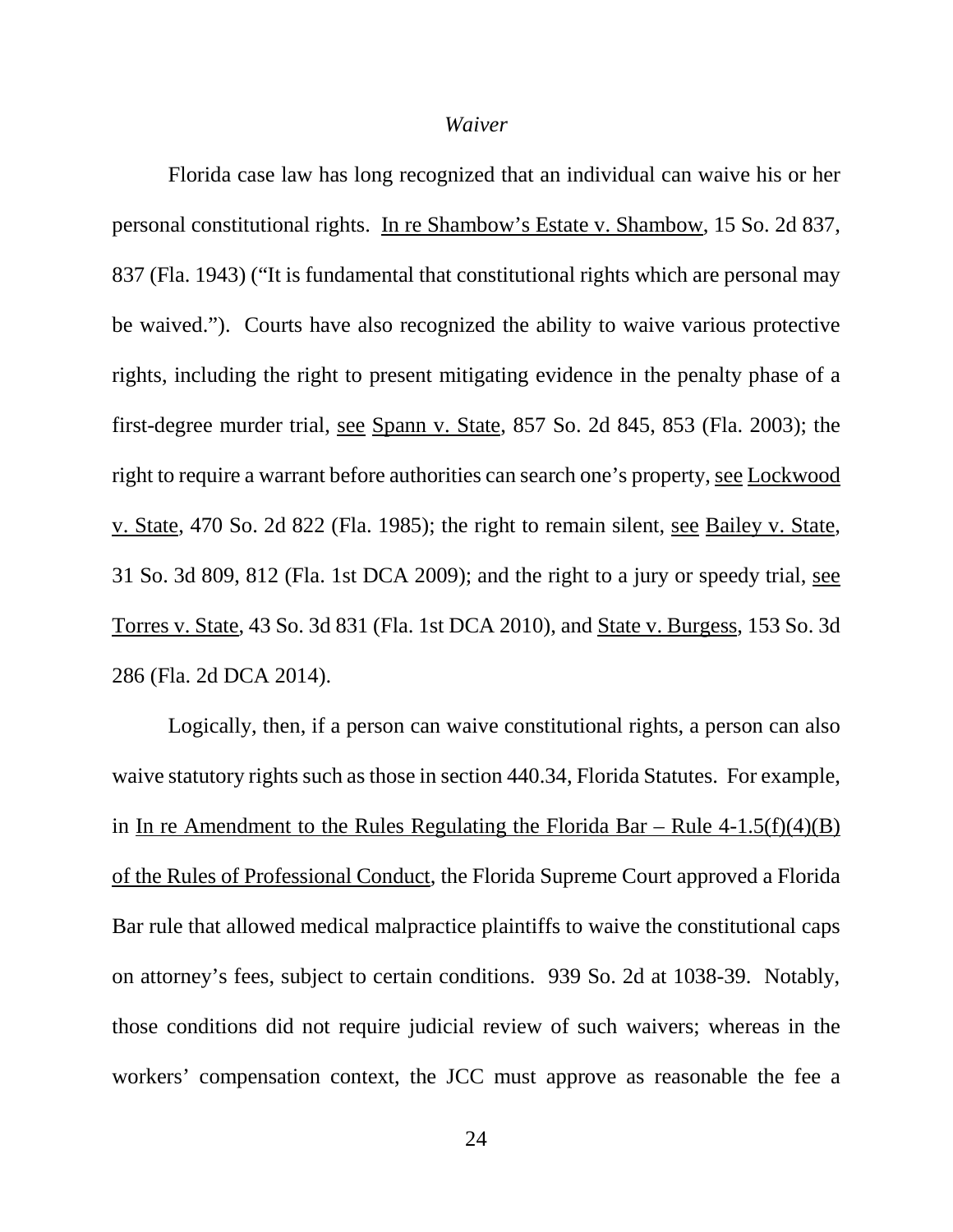*Waiver*

Florida case law has long recognized that an individual can waive his or her personal constitutional rights. In re Shambow's Estate v. Shambow, 15 So. 2d 837, 837 (Fla. 1943) ("It is fundamental that constitutional rights which are personal may be waived."). Courts have also recognized the ability to waive various protective rights, including the right to present mitigating evidence in the penalty phase of a first-degree murder trial, see Spann v. State, 857 So. 2d 845, 853 (Fla. 2003); the right to require a warrant before authorities can search one's property, see Lockwood v. State, 470 So. 2d 822 (Fla. 1985); the right to remain silent, see Bailey v. State, 31 So. 3d 809, 812 (Fla. 1st DCA 2009); and the right to a jury or speedy trial, see Torres v. State, 43 So. 3d 831 (Fla. 1st DCA 2010), and State v. Burgess, 153 So. 3d 286 (Fla. 2d DCA 2014).

Logically, then, if a person can waive constitutional rights, a person can also waive statutory rights such as those in section 440.34, Florida Statutes. For example, in In re Amendment to the Rules Regulating the Florida Bar – Rule 4-1.5(f)(4)(B) of the Rules of Professional Conduct, the Florida Supreme Court approved a Florida Bar rule that allowed medical malpractice plaintiffs to waive the constitutional caps on attorney's fees, subject to certain conditions. 939 So. 2d at 1038-39. Notably, those conditions did not require judicial review of such waivers; whereas in the workers' compensation context, the JCC must approve as reasonable the fee a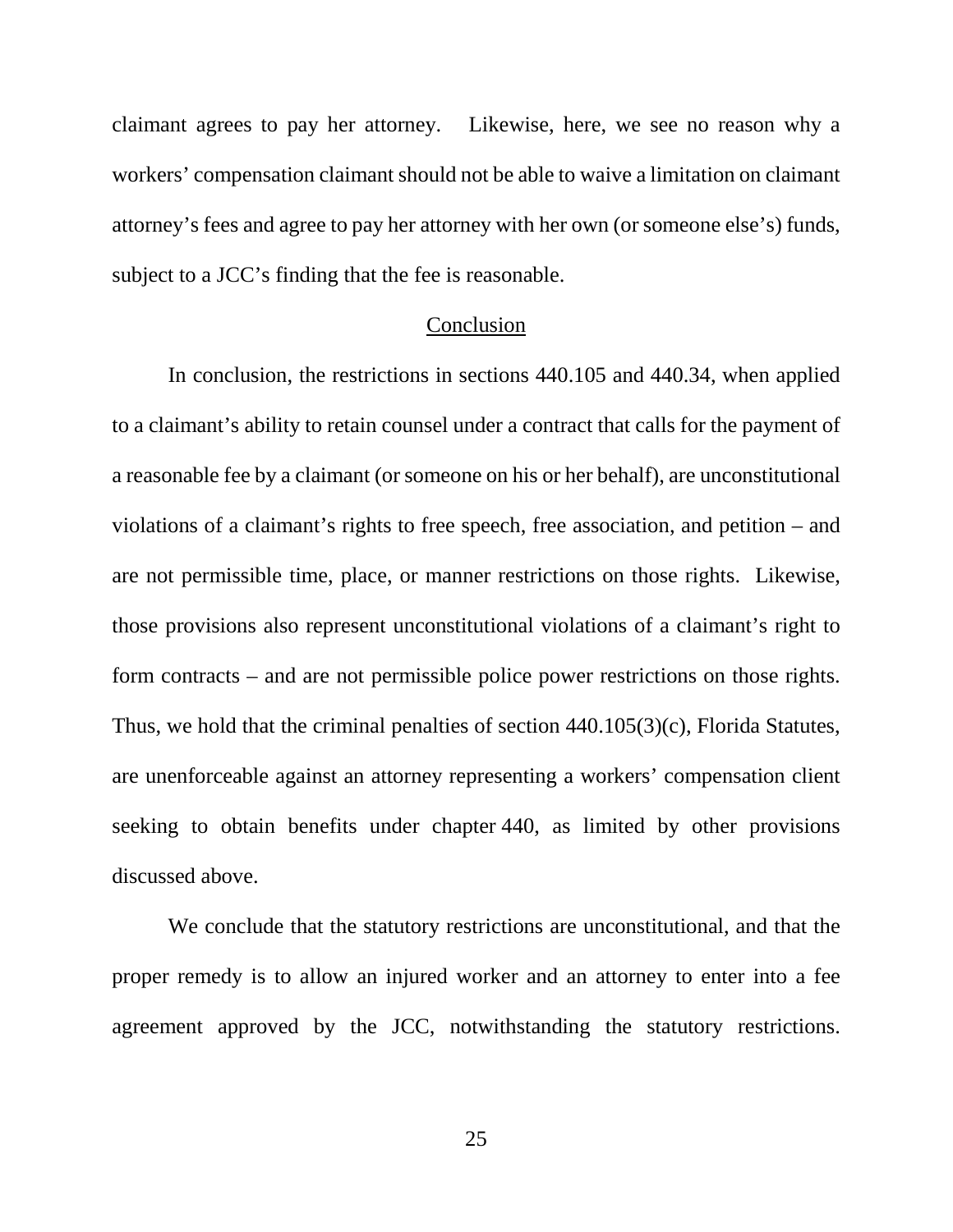claimant agrees to pay her attorney. Likewise, here, we see no reason why a workers' compensation claimant should not be able to waive a limitation on claimant attorney's fees and agree to pay her attorney with her own (or someone else's) funds, subject to a JCC's finding that the fee is reasonable.

## Conclusion

In conclusion, the restrictions in sections 440.105 and 440.34, when applied to a claimant's ability to retain counsel under a contract that calls for the payment of a reasonable fee by a claimant (or someone on his or her behalf), are unconstitutional violations of a claimant's rights to free speech, free association, and petition – and are not permissible time, place, or manner restrictions on those rights. Likewise, those provisions also represent unconstitutional violations of a claimant's right to form contracts – and are not permissible police power restrictions on those rights. Thus, we hold that the criminal penalties of section 440.105(3)(c), Florida Statutes, are unenforceable against an attorney representing a workers' compensation client seeking to obtain benefits under chapter 440, as limited by other provisions discussed above.

We conclude that the statutory restrictions are unconstitutional, and that the proper remedy is to allow an injured worker and an attorney to enter into a fee agreement approved by the JCC, notwithstanding the statutory restrictions.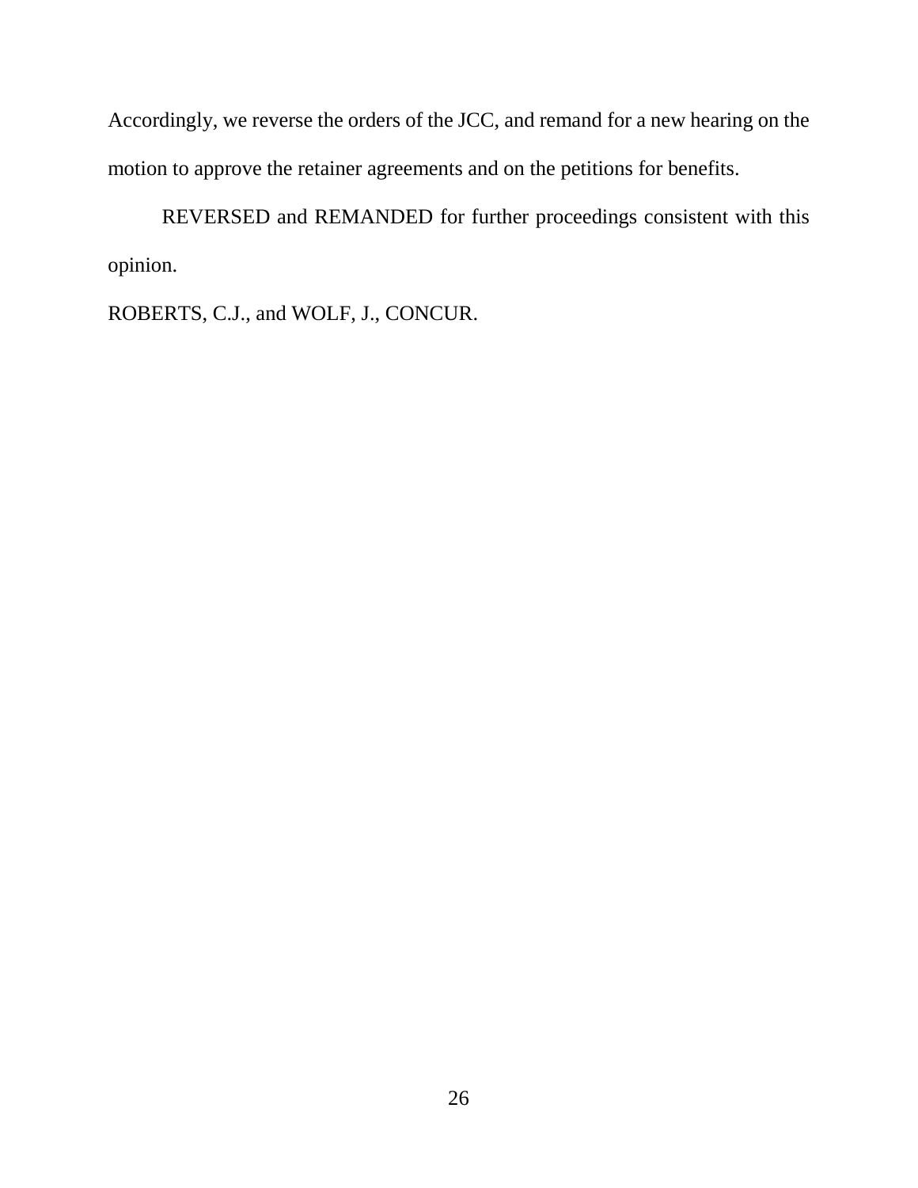Accordingly, we reverse the orders of the JCC, and remand for a new hearing on the motion to approve the retainer agreements and on the petitions for benefits.

REVERSED and REMANDED for further proceedings consistent with this opinion.

ROBERTS, C.J., and WOLF, J., CONCUR.